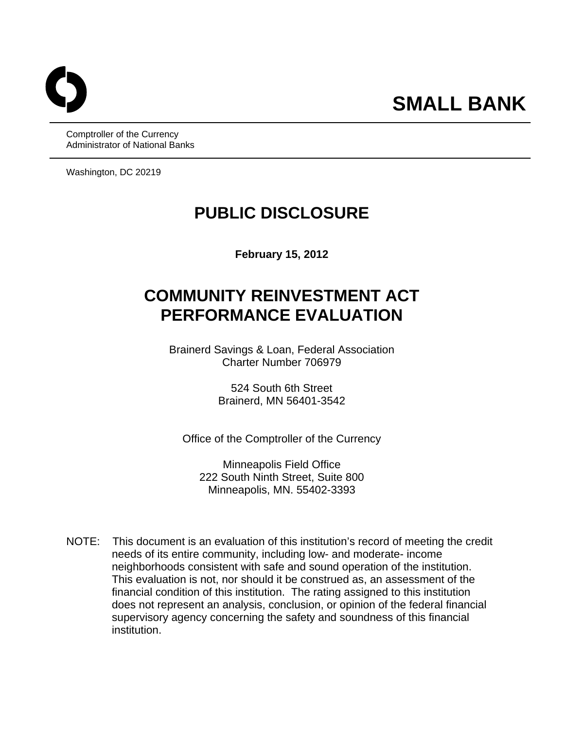**SMALL BANK**

Comptroller of the Currency
Administrator of National Banks

Washington, DC 20219

# PUBLIC DISCLOSURE

**February 15, 2012**

# COMMUNITY REINVESTMENT ACT PERFORMANCE EVALUATION

Brainerd Savings & Loan, Federal Association
Charter Number 706979

524 South 6th Street
Brainerd, MN 56401-3542

Office of the Comptroller of the Currency

Minneapolis Field Office
222 South Ninth Street, Suite 800
Minneapolis, MN. 55402-3393

NOTE: This document is an evaluation of this institution's record of meeting the credit needs of its entire community, including low- and moderate- income neighborhoods consistent with safe and sound operation of the institution. This evaluation is not, nor should it be construed as, an assessment of the financial condition of this institution. The rating assigned to this institution does not represent an analysis, conclusion, or opinion of the federal financial supervisory agency concerning the safety and soundness of this financial institution.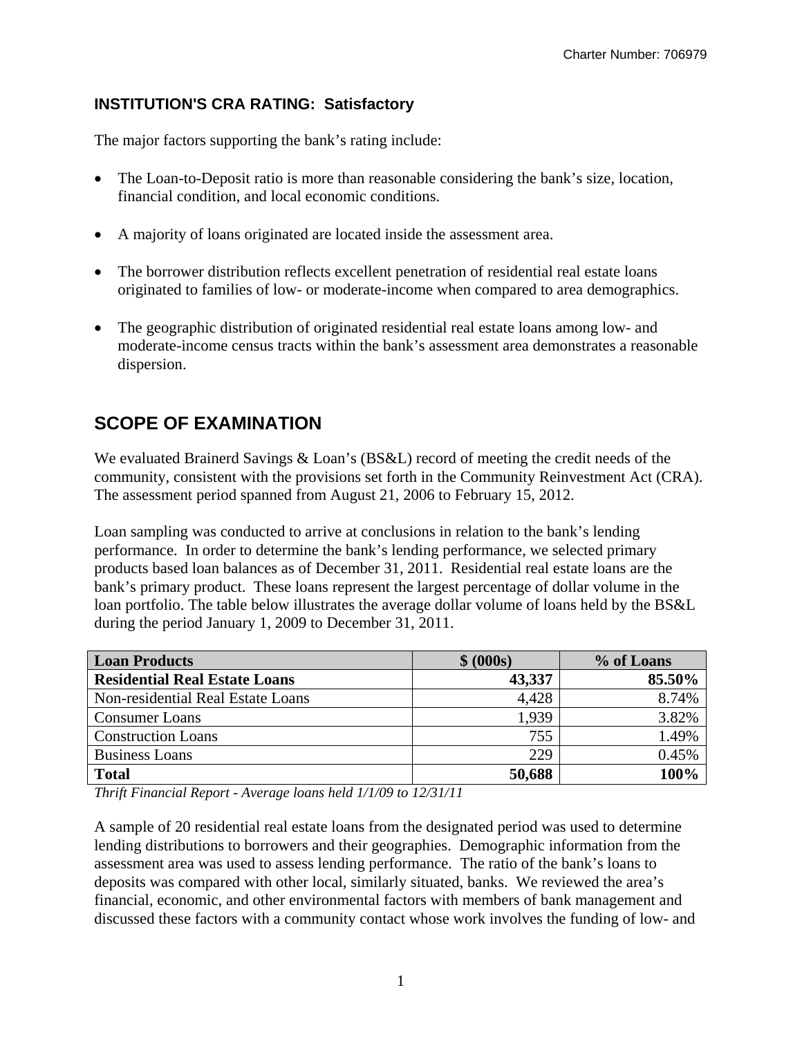## INSTITUTION'S CRA RATING: Satisfactory

The major factors supporting the bank's rating include:

- The Loan-to-Deposit ratio is more than reasonable considering the bank's size, location, financial condition, and local economic conditions.
- A majority of loans originated are located inside the assessment area.
- The borrower distribution reflects excellent penetration of residential real estate loans originated to families of low- or moderate-income when compared to area demographics.
- The geographic distribution of originated residential real estate loans among low- and moderate-income census tracts within the bank's assessment area demonstrates a reasonable dispersion.

# SCOPE OF EXAMINATION

We evaluated Brainerd Savings & Loan's (BS&L) record of meeting the credit needs of the community, consistent with the provisions set forth in the Community Reinvestment Act (CRA). The assessment period spanned from August 21, 2006 to February 15, 2012.

Loan sampling was conducted to arrive at conclusions in relation to the bank's lending performance. In order to determine the bank's lending performance, we selected primary products based loan balances as of December 31, 2011. Residential real estate loans are the bank's primary product. These loans represent the largest percentage of dollar volume in the loan portfolio. The table below illustrates the average dollar volume of loans held by the BS&L during the period January 1, 2009 to December 31, 2011.

| Loan Products | $ (000s) | % of Loans |
|---|---:|---:|
| **Residential Real Estate Loans** | **43,337** | **85.50%** |
| Non-residential Real Estate Loans | 4,428 | 8.74% |
| Consumer Loans | 1,939 | 3.82% |
| Construction Loans | 755 | 1.49% |
| Business Loans | 229 | 0.45% |
| **Total** | **50,688** | **100%** |

*Thrift Financial Report - Average loans held 1/1/09 to 12/31/11*

A sample of 20 residential real estate loans from the designated period was used to determine lending distributions to borrowers and their geographies. Demographic information from the assessment area was used to assess lending performance. The ratio of the bank's loans to deposits was compared with other local, similarly situated, banks. We reviewed the area's financial, economic, and other environmental factors with members of bank management and discussed these factors with a community contact whose work involves the funding of low- and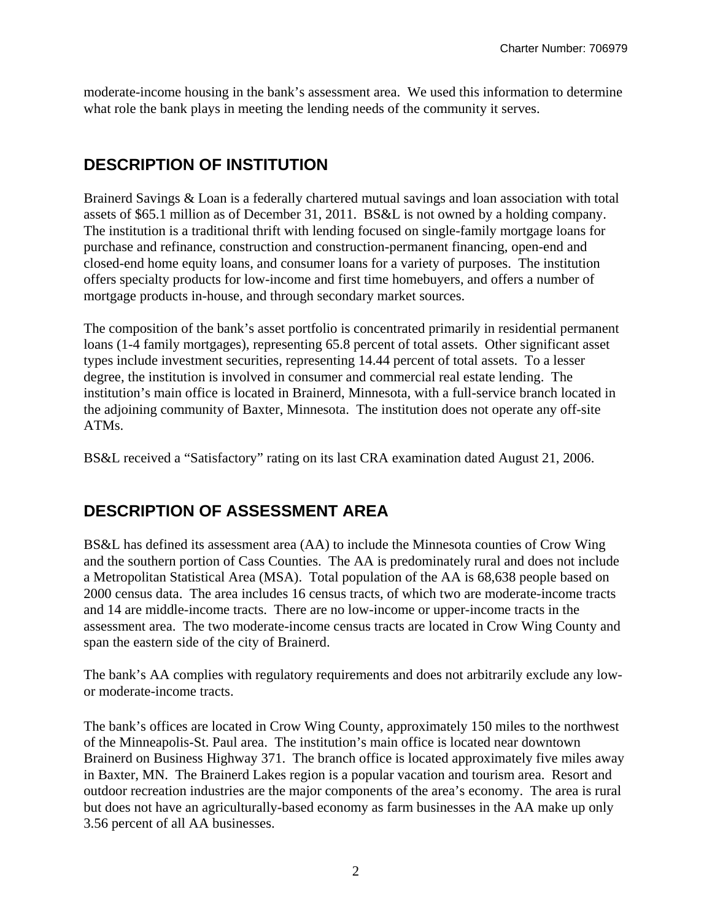moderate-income housing in the bank's assessment area. We used this information to determine what role the bank plays in meeting the lending needs of the community it serves.

## DESCRIPTION OF INSTITUTION

Brainerd Savings & Loan is a federally chartered mutual savings and loan association with total assets of $65.1 million as of December 31, 2011. BS&L is not owned by a holding company. The institution is a traditional thrift with lending focused on single-family mortgage loans for purchase and refinance, construction and construction-permanent financing, open-end and closed-end home equity loans, and consumer loans for a variety of purposes. The institution offers specialty products for low-income and first time homebuyers, and offers a number of mortgage products in-house, and through secondary market sources.

The composition of the bank's asset portfolio is concentrated primarily in residential permanent loans (1-4 family mortgages), representing 65.8 percent of total assets. Other significant asset types include investment securities, representing 14.44 percent of total assets. To a lesser degree, the institution is involved in consumer and commercial real estate lending. The institution's main office is located in Brainerd, Minnesota, with a full-service branch located in the adjoining community of Baxter, Minnesota. The institution does not operate any off-site ATMs.

BS&L received a "Satisfactory" rating on its last CRA examination dated August 21, 2006.

## DESCRIPTION OF ASSESSMENT AREA

BS&L has defined its assessment area (AA) to include the Minnesota counties of Crow Wing and the southern portion of Cass Counties. The AA is predominately rural and does not include a Metropolitan Statistical Area (MSA). Total population of the AA is 68,638 people based on 2000 census data. The area includes 16 census tracts, of which two are moderate-income tracts and 14 are middle-income tracts. There are no low-income or upper-income tracts in the assessment area. The two moderate-income census tracts are located in Crow Wing County and span the eastern side of the city of Brainerd.

The bank's AA complies with regulatory requirements and does not arbitrarily exclude any low- or moderate-income tracts.

The bank's offices are located in Crow Wing County, approximately 150 miles to the northwest of the Minneapolis-St. Paul area. The institution's main office is located near downtown Brainerd on Business Highway 371. The branch office is located approximately five miles away in Baxter, MN. The Brainerd Lakes region is a popular vacation and tourism area. Resort and outdoor recreation industries are the major components of the area's economy. The area is rural but does not have an agriculturally-based economy as farm businesses in the AA make up only 3.56 percent of all AA businesses.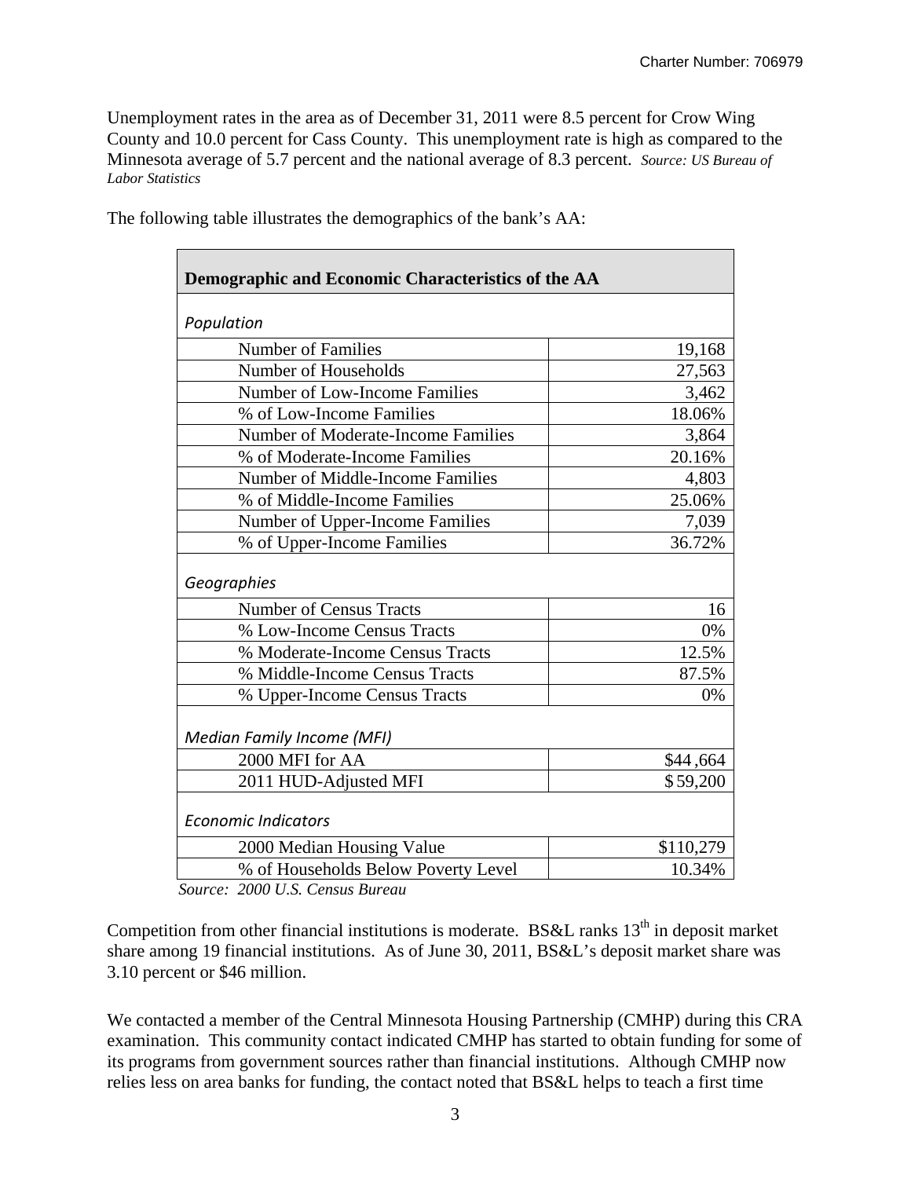Unemployment rates in the area as of December 31, 2011 were 8.5 percent for Crow Wing County and 10.0 percent for Cass County. This unemployment rate is high as compared to the Minnesota average of 5.7 percent and the national average of 8.3 percent. *Source: US Bureau of Labor Statistics*

The following table illustrates the demographics of the bank's AA:

| **Demographic and Economic Characteristics of the AA** | |
|---|---|
| *Population* | |
| Number of Families | 19,168 |
| Number of Households | 27,563 |
| Number of Low-Income Families | 3,462 |
| % of Low-Income Families | 18.06% |
| Number of Moderate-Income Families | 3,864 |
| % of Moderate-Income Families | 20.16% |
| Number of Middle-Income Families | 4,803 |
| % of Middle-Income Families | 25.06% |
| Number of Upper-Income Families | 7,039 |
| % of Upper-Income Families | 36.72% |
| *Geographies* | |
| Number of Census Tracts | 16 |
| % Low-Income Census Tracts | 0% |
| % Moderate-Income Census Tracts | 12.5% |
| % Middle-Income Census Tracts | 87.5% |
| % Upper-Income Census Tracts | 0% |
| *Median Family Income (MFI)* | |
| 2000 MFI for AA | $44,664 |
| 2011 HUD-Adjusted MFI | $59,200 |
| *Economic Indicators* | |
| 2000 Median Housing Value | $110,279 |
| % of Households Below Poverty Level | 10.34% |

*Source: 2000 U.S. Census Bureau*

Competition from other financial institutions is moderate. BS&L ranks 13th in deposit market share among 19 financial institutions. As of June 30, 2011, BS&L's deposit market share was 3.10 percent or $46 million.

We contacted a member of the Central Minnesota Housing Partnership (CMHP) during this CRA examination. This community contact indicated CMHP has started to obtain funding for some of its programs from government sources rather than financial institutions. Although CMHP now relies less on area banks for funding, the contact noted that BS&L helps to teach a first time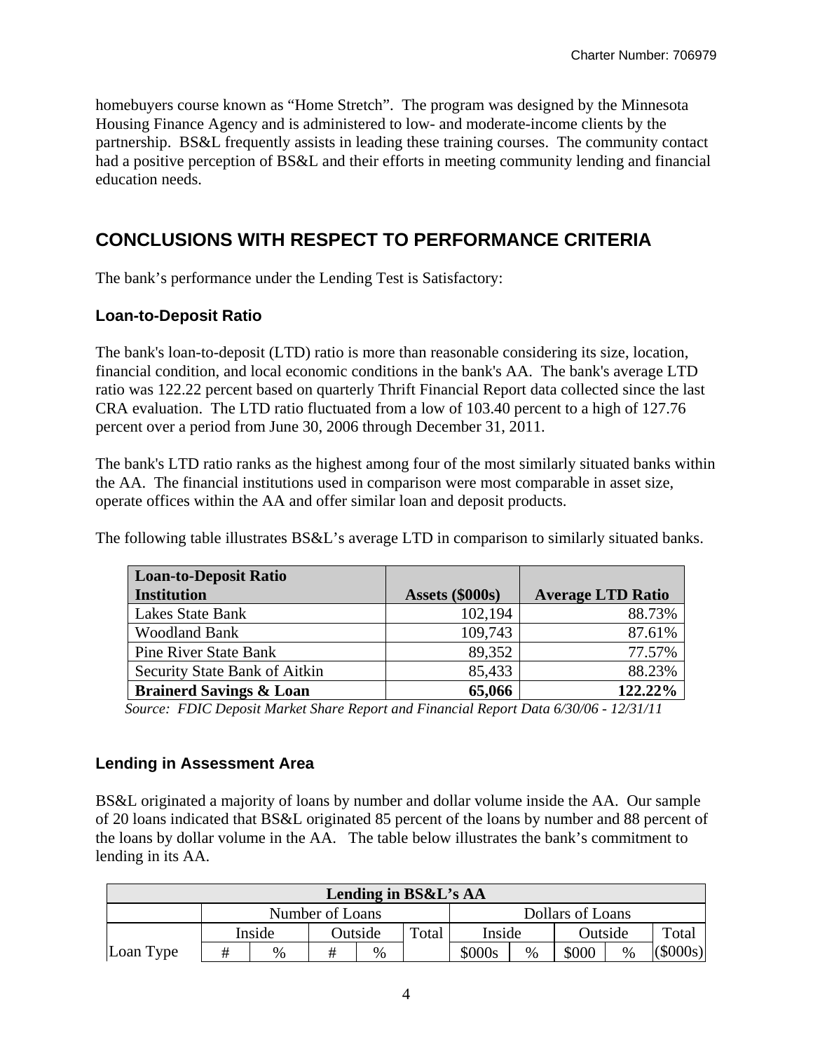homebuyers course known as "Home Stretch". The program was designed by the Minnesota Housing Finance Agency and is administered to low- and moderate-income clients by the partnership. BS&L frequently assists in leading these training courses. The community contact had a positive perception of BS&L and their efforts in meeting community lending and financial education needs.

# CONCLUSIONS WITH RESPECT TO PERFORMANCE CRITERIA

The bank's performance under the Lending Test is Satisfactory:

### Loan-to-Deposit Ratio

The bank's loan-to-deposit (LTD) ratio is more than reasonable considering its size, location, financial condition, and local economic conditions in the bank's AA. The bank's average LTD ratio was 122.22 percent based on quarterly Thrift Financial Report data collected since the last CRA evaluation. The LTD ratio fluctuated from a low of 103.40 percent to a high of 127.76 percent over a period from June 30, 2006 through December 31, 2011.

The bank's LTD ratio ranks as the highest among four of the most similarly situated banks within the AA. The financial institutions used in comparison were most comparable in asset size, operate offices within the AA and offer similar loan and deposit products.

The following table illustrates BS&L's average LTD in comparison to similarly situated banks.

| Loan-to-Deposit Ratio<br>Institution | Assets ($000s) | Average LTD Ratio |
|---|---|---|
| Lakes State Bank | 102,194 | 88.73% |
| Woodland Bank | 109,743 | 87.61% |
| Pine River State Bank | 89,352 | 77.57% |
| Security State Bank of Aitkin | 85,433 | 88.23% |
| **Brainerd Savings & Loan** | **65,066** | **122.22%** |

*Source: FDIC Deposit Market Share Report and Financial Report Data 6/30/06 - 12/31/11*

### Lending in Assessment Area

BS&L originated a majority of loans by number and dollar volume inside the AA. Our sample of 20 loans indicated that BS&L originated 85 percent of the loans by number and 88 percent of the loans by dollar volume in the AA. The table below illustrates the bank's commitment to lending in its AA.

| Lending in BS&L's AA | | | | | | | | | | |
|---|---|---|---|---|---|---|---|---|---|---|
| | Number of Loans | | | | | Dollars of Loans | | | | |
| | Inside | | Outside | | Total | Inside | | Outside | | Total |
| Loan Type | # | % | # | % | | $000s | % | $000 | % | ($000s) |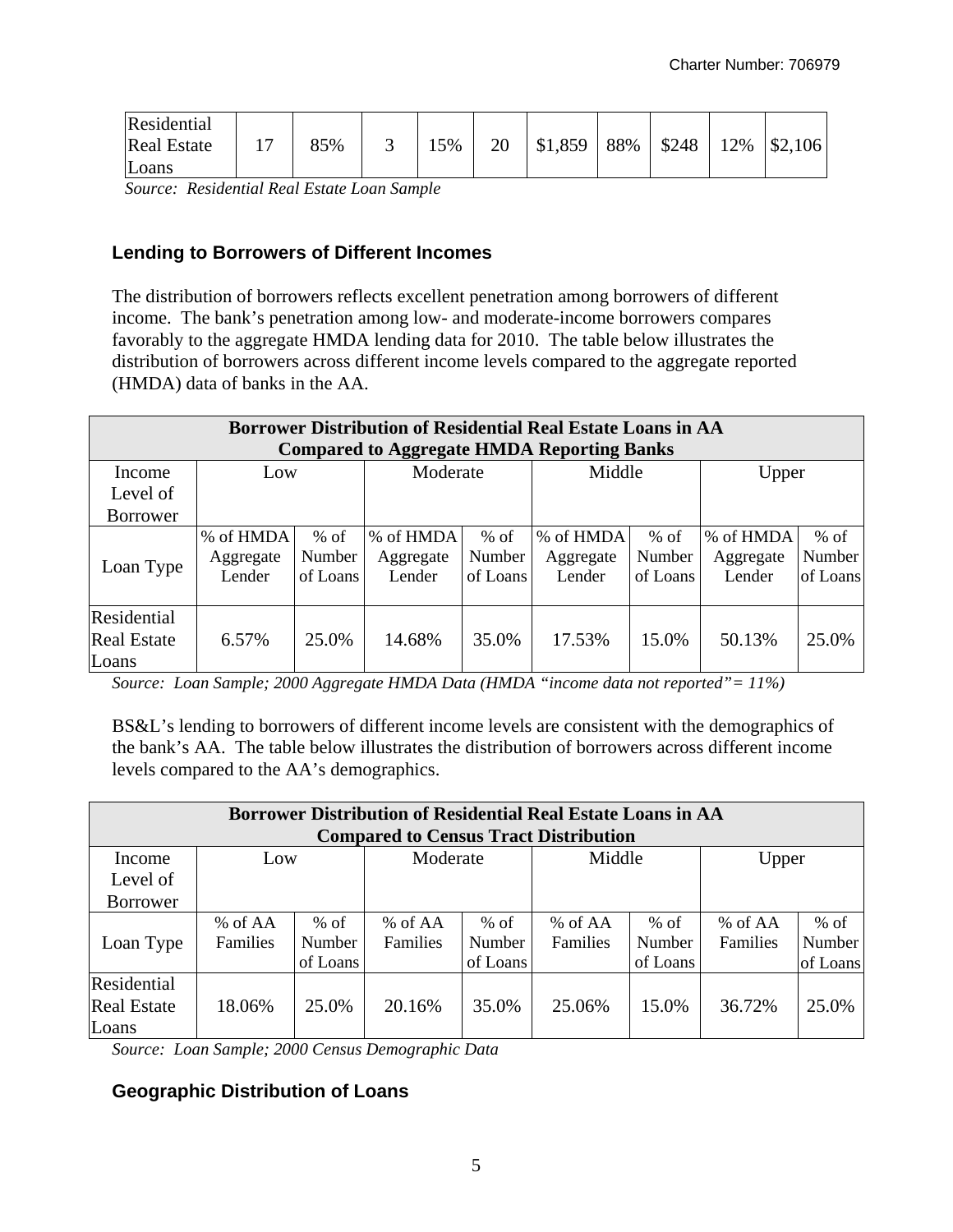| Residential Real Estate Loans | 17 | 85% | 3 | 15% | 20 | $1,859 | 88% | $248 | 12% | $2,106 |
|---|---|---|---|---|---|---|---|---|---|---|

*Source: Residential Real Estate Loan Sample*

### Lending to Borrowers of Different Incomes

The distribution of borrowers reflects excellent penetration among borrowers of different income. The bank's penetration among low- and moderate-income borrowers compares favorably to the aggregate HMDA lending data for 2010. The table below illustrates the distribution of borrowers across different income levels compared to the aggregate reported (HMDA) data of banks in the AA.

| **Borrower Distribution of Residential Real Estate Loans in AA Compared to Aggregate HMDA Reporting Banks** | | | | | | | | |
|---|---|---|---|---|---|---|---|---|
| Income Level of Borrower | Low | | Moderate | | Middle | | Upper | |
| Loan Type | % of HMDA Aggregate Lender | % of Number of Loans | % of HMDA Aggregate Lender | % of Number of Loans | % of HMDA Aggregate Lender | % of Number of Loans | % of HMDA Aggregate Lender | % of Number of Loans |
| Residential Real Estate Loans | 6.57% | 25.0% | 14.68% | 35.0% | 17.53% | 15.0% | 50.13% | 25.0% |

*Source: Loan Sample; 2000 Aggregate HMDA Data (HMDA "income data not reported"= 11%)*

BS&L's lending to borrowers of different income levels are consistent with the demographics of the bank's AA. The table below illustrates the distribution of borrowers across different income levels compared to the AA's demographics.

| **Borrower Distribution of Residential Real Estate Loans in AA Compared to Census Tract Distribution** | | | | | | | | |
|---|---|---|---|---|---|---|---|---|
| Income Level of Borrower | Low | | Moderate | | Middle | | Upper | |
| Loan Type | % of AA Families | % of Number of Loans | % of AA Families | % of Number of Loans | % of AA Families | % of Number of Loans | % of AA Families | % of Number of Loans |
| Residential Real Estate Loans | 18.06% | 25.0% | 20.16% | 35.0% | 25.06% | 15.0% | 36.72% | 25.0% |

*Source: Loan Sample; 2000 Census Demographic Data*

### Geographic Distribution of Loans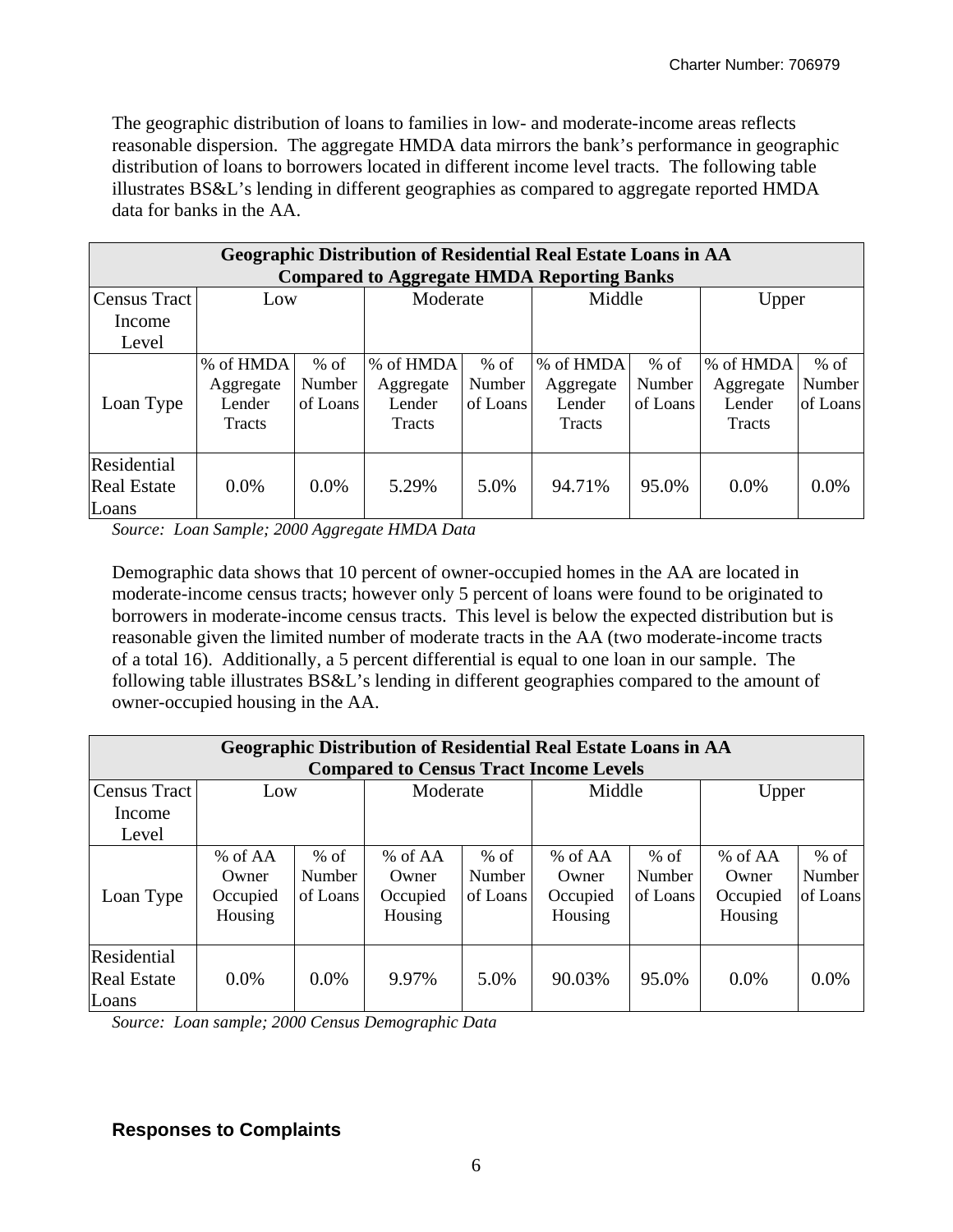The geographic distribution of loans to families in low- and moderate-income areas reflects reasonable dispersion. The aggregate HMDA data mirrors the bank's performance in geographic distribution of loans to borrowers located in different income level tracts. The following table illustrates BS&L's lending in different geographies as compared to aggregate reported HMDA data for banks in the AA.

| **Geographic Distribution of Residential Real Estate Loans in AA Compared to Aggregate HMDA Reporting Banks** | | | | | | | | |
|---|---|---|---|---|---|---|---|---|
| Census Tract Income Level | Low | | Moderate | | Middle | | Upper | |
| Loan Type | % of HMDA Aggregate Lender Tracts | % of Number of Loans | % of HMDA Aggregate Lender Tracts | % of Number of Loans | % of HMDA Aggregate Lender Tracts | % of Number of Loans | % of HMDA Aggregate Lender Tracts | % of Number of Loans |
| Residential Real Estate Loans | 0.0% | 0.0% | 5.29% | 5.0% | 94.71% | 95.0% | 0.0% | 0.0% |

*Source: Loan Sample; 2000 Aggregate HMDA Data*

Demographic data shows that 10 percent of owner-occupied homes in the AA are located in moderate-income census tracts; however only 5 percent of loans were found to be originated to borrowers in moderate-income census tracts. This level is below the expected distribution but is reasonable given the limited number of moderate tracts in the AA (two moderate-income tracts of a total 16). Additionally, a 5 percent differential is equal to one loan in our sample. The following table illustrates BS&L's lending in different geographies compared to the amount of owner-occupied housing in the AA.

| **Geographic Distribution of Residential Real Estate Loans in AA Compared to Census Tract Income Levels** | | | | | | | | |
|---|---|---|---|---|---|---|---|---|
| Census Tract Income Level | Low | | Moderate | | Middle | | Upper | |
| Loan Type | % of AA Owner Occupied Housing | % of Number of Loans | % of AA Owner Occupied Housing | % of Number of Loans | % of AA Owner Occupied Housing | % of Number of Loans | % of AA Owner Occupied Housing | % of Number of Loans |
| Residential Real Estate Loans | 0.0% | 0.0% | 9.97% | 5.0% | 90.03% | 95.0% | 0.0% | 0.0% |

*Source: Loan sample; 2000 Census Demographic Data*

### Responses to Complaints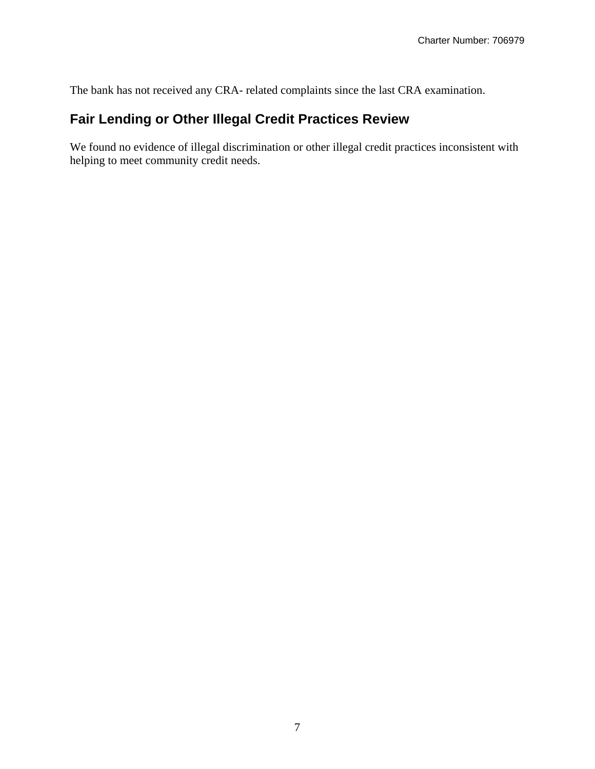The bank has not received any CRA- related complaints since the last CRA examination.

## Fair Lending or Other Illegal Credit Practices Review

We found no evidence of illegal discrimination or other illegal credit practices inconsistent with helping to meet community credit needs.